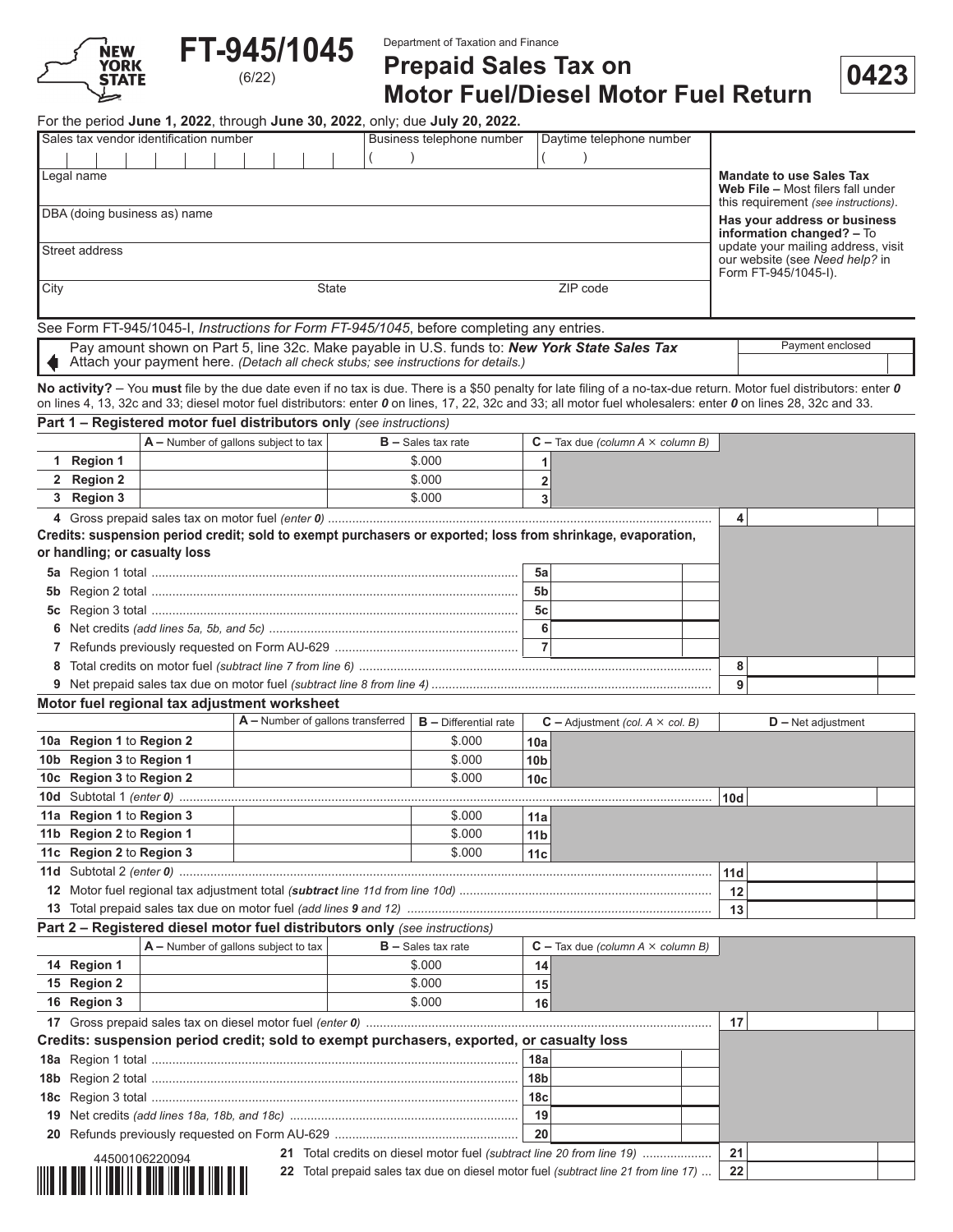# FT-945/1045

(6/22)

Department of Taxation and Finance

## Prepaid Sales Tax on Motor Fuel/Diesel Motor Fuel Return

**0423**

For the period **June 1, 2022**, through **June 30, 2022**, only; due **July 20, 2022.**

| Sales tax vendor identification number | Business telephone number | Daytime telephone number |
|---|---|---|
| | ( ) | ( ) |
| Legal name | | |
| DBA (doing business as) name | | |
| Street address | | |
| City | State | ZIP code |

**Mandate to use Sales Tax Web File –** Most filers fall under this requirement *(see instructions)*.

**Has your address or business information changed? –** To update your mailing address, visit our website (see *Need help?* in Form FT-945/1045-I).

See Form FT-945/1045-I, *Instructions for Form FT-945/1045*, before completing any entries.

Pay amount shown on Part 5, line 32c. Make payable in U.S. funds to: ***New York State Sales Tax***
Attach your payment here. *(Detach all check stubs; see instructions for details.)*

Payment enclosed

**No activity?** – You **must** file by the due date even if no tax is due. There is a $50 penalty for late filing of a no-tax-due return. Motor fuel distributors: enter ***0*** on lines 4, 13, 32c and 33; diesel motor fuel distributors: enter ***0*** on lines, 17, 22, 32c and 33; all motor fuel wholesalers: enter ***0*** on lines 28, 32c and 33.

### Part 1 – Registered motor fuel distributors only *(see instructions)*

| | A – Number of gallons subject to tax | B – Sales tax rate | C – Tax due *(column A × column B)* |
|---|---|---|---|
| 1 Region 1 | | $.000 | 1 |
| 2 Region 2 | | $.000 | 2 |
| 3 Region 3 | | $.000 | 3 |

4 Gross prepaid sales tax on motor fuel *(enter 0)* .......... 4

**Credits: suspension period credit; sold to exempt purchasers or exported; loss from shrinkage, evaporation, or handling; or casualty loss**

| Line | Description | Amount |
|---|---|---|
| 5a | Region 1 total | 5a |
| 5b | Region 2 total | 5b |
| 5c | Region 3 total | 5c |
| 6 | Net credits *(add lines 5a, 5b, and 5c)* | 6 |
| 7 | Refunds previously requested on Form AU-629 | 7 |
| 8 | Total credits on motor fuel *(subtract line 7 from line 6)* | 8 |
| 9 | Net prepaid sales tax due on motor fuel *(subtract line 8 from line 4)* | 9 |

### Motor fuel regional tax adjustment worksheet

| | A – Number of gallons transferred | B – Differential rate | C – Adjustment *(col. A × col. B)* | D – Net adjustment |
|---|---|---|---|---|
| 10a Region 1 to Region 2 | | $.000 | 10a | |
| 10b Region 3 to Region 1 | | $.000 | 10b | |
| 10c Region 3 to Region 2 | | $.000 | 10c | |
| 10d Subtotal 1 *(enter 0)* | | | | 10d |
| 11a Region 1 to Region 3 | | $.000 | 11a | |
| 11b Region 2 to Region 1 | | $.000 | 11b | |
| 11c Region 2 to Region 3 | | $.000 | 11c | |
| 11d Subtotal 2 *(enter 0)* | | | | 11d |
| 12 Motor fuel regional tax adjustment total *(**subtract** line 11d from line 10d)* | | | | 12 |
| 13 Total prepaid sales tax due on motor fuel *(add lines 9 and 12)* | | | | 13 |

### Part 2 – Registered diesel motor fuel distributors only *(see instructions)*

| | A – Number of gallons subject to tax | B – Sales tax rate | C – Tax due *(column A × column B)* |
|---|---|---|---|
| 14 Region 1 | | $.000 | 14 |
| 15 Region 2 | | $.000 | 15 |
| 16 Region 3 | | $.000 | 16 |

17 Gross prepaid sales tax on diesel motor fuel *(enter 0)* .......... 17

**Credits: suspension period credit; sold to exempt purchasers, exported, or casualty loss**

| Line | Description | Amount |
|---|---|---|
| 18a | Region 1 total | 18a |
| 18b | Region 2 total | 18b |
| 18c | Region 3 total | 18c |
| 19 | Net credits *(add lines 18a, 18b, and 18c)* | 19 |
| 20 | Refunds previously requested on Form AU-629 | 20 |
| 21 | Total credits on diesel motor fuel *(subtract line 20 from line 19)* | 21 |
| 22 | Total prepaid sales tax due on diesel motor fuel *(subtract line 21 from line 17)* | 22 |

44500106220094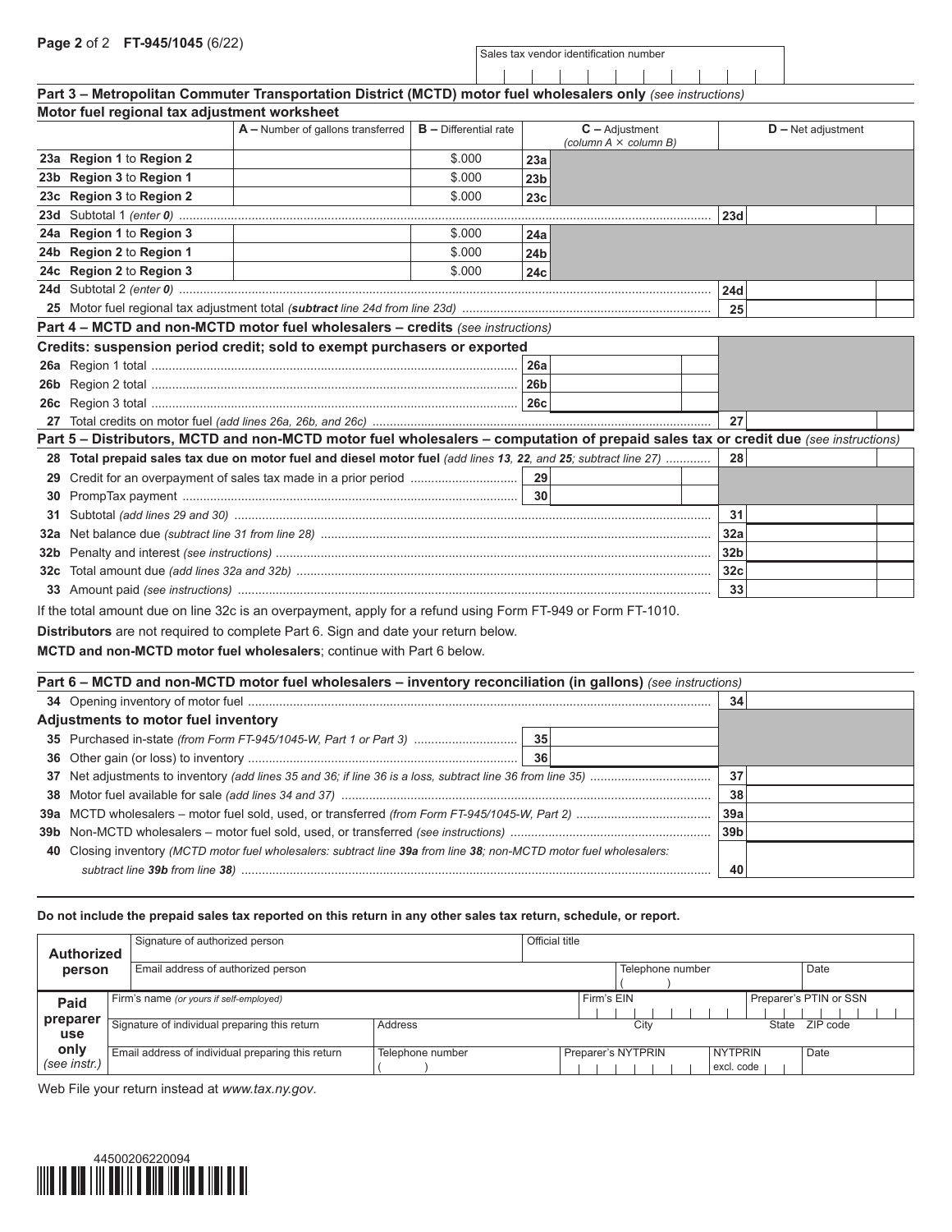Sales tax vendor identification number

## Part 3 – Metropolitan Commuter Transportation District (MCTD) motor fuel wholesalers only *(see instructions)*

### Motor fuel regional tax adjustment worksheet

| | A – Number of gallons transferred | B – Differential rate | C – Adjustment *(column A × column B)* | D – Net adjustment |
|---|---|---|---|---|
| 23a Region 1 to Region 2 | | $.000 | 23a | |
| 23b Region 3 to Region 1 | | $.000 | 23b | |
| 23c Region 3 to Region 2 | | $.000 | 23c | |
| 23d Subtotal 1 *(enter 0)* | | | | 23d |
| 24a Region 1 to Region 3 | | $.000 | 24a | |
| 24b Region 2 to Region 1 | | $.000 | 24b | |
| 24c Region 2 to Region 3 | | $.000 | 24c | |
| 24d Subtotal 2 *(enter 0)* | | | | 24d |
| 25 Motor fuel regional tax adjustment total *(**subtract** line 24d from line 23d)* | | | | 25 |

## Part 4 – MCTD and non-MCTD motor fuel wholesalers – credits *(see instructions)*

### Credits: suspension period credit; sold to exempt purchasers or exported

| | | |
|---|---|---|
| 26a Region 1 total | 26a | |
| 26b Region 2 total | 26b | |
| 26c Region 3 total | 26c | |
| 27 Total credits on motor fuel *(add lines 26a, 26b, and 26c)* | | 27 |

## Part 5 – Distributors, MCTD and non-MCTD motor fuel wholesalers – computation of prepaid sales tax or credit due *(see instructions)*

| | | |
|---|---|---|
| 28 **Total prepaid sales tax due on motor fuel and diesel motor fuel** *(add lines **13**, **22**, and **25**; subtract line 27)* | | 28 |
| 29 Credit for an overpayment of sales tax made in a prior period | 29 | |
| 30 PrompTax payment | 30 | |
| 31 Subtotal *(add lines 29 and 30)* | | 31 |
| 32a Net balance due *(subtract line 31 from line 28)* | | 32a |
| 32b Penalty and interest *(see instructions)* | | 32b |
| 32c Total amount due *(add lines 32a and 32b)* | | 32c |
| 33 Amount paid *(see instructions)* | | 33 |

If the total amount due on line 32c is an overpayment, apply for a refund using Form FT-949 or Form FT-1010.

**Distributors** are not required to complete Part 6. Sign and date your return below.

**MCTD and non-MCTD motor fuel wholesalers**; continue with Part 6 below.

## Part 6 – MCTD and non-MCTD motor fuel wholesalers – inventory reconciliation (in gallons) *(see instructions)*

| | | |
|---|---|---|
| 34 Opening inventory of motor fuel | | 34 |
| **Adjustments to motor fuel inventory** | | |
| 35 Purchased in-state *(from Form FT-945/1045-W, Part 1 or Part 3)* | 35 | |
| 36 Other gain (or loss) to inventory | 36 | |
| 37 Net adjustments to inventory *(add lines 35 and 36; if line 36 is a loss, subtract line 36 from line 35)* | | 37 |
| 38 Motor fuel available for sale *(add lines 34 and 37)* | | 38 |
| 39a MCTD wholesalers – motor fuel sold, used, or transferred *(from Form FT-945/1045-W, Part 2)* | | 39a |
| 39b Non-MCTD wholesalers – motor fuel sold, used, or transferred *(see instructions)* | | 39b |
| 40 Closing inventory *(MCTD motor fuel wholesalers: subtract line **39a** from line **38**; non-MCTD motor fuel wholesalers: subtract line **39b** from line **38**)* | | 40 |

**Do not include the prepaid sales tax reported on this return in any other sales tax return, schedule, or report.**

| | | | | | |
|---|---|---|---|---|---|
| **Authorized person** | Signature of authorized person | | Official title | | |
| | Email address of authorized person | | Telephone number ( ) | | Date |
| **Paid preparer use only** *(see instr.)* | Firm's name *(or yours if self-employed)* | | Firm's EIN | | Preparer's PTIN or SSN |
| | Signature of individual preparing this return | Address | City | State | ZIP code |
| | Email address of individual preparing this return | Telephone number ( ) | Preparer's NYTPRIN | NYTPRIN excl. code | Date |

Web File your return instead at *www.tax.ny.gov*.

44500206220094